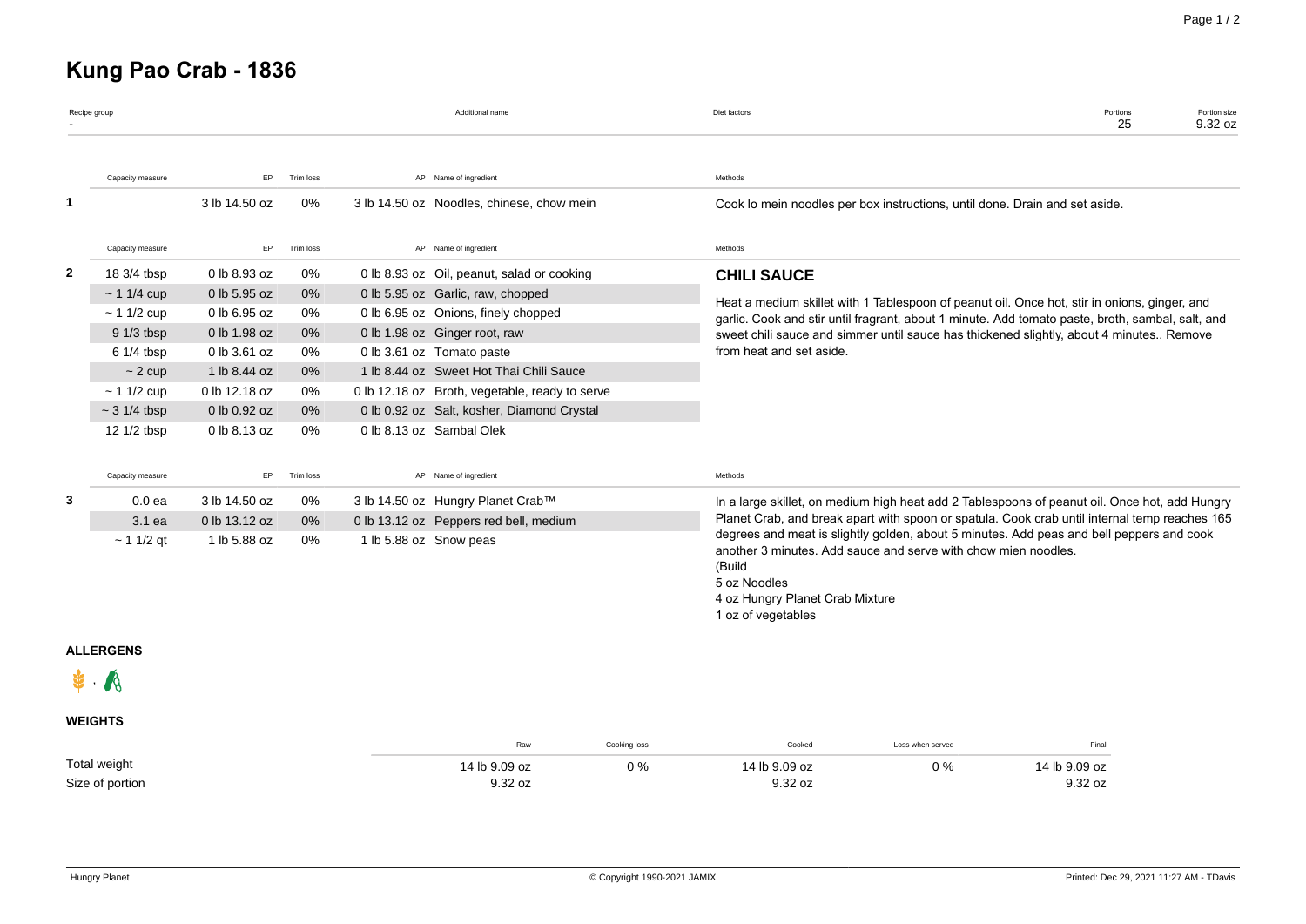# Kung Pao Crab - 1836

| Recipe group | Additional name | Diet factors | Portions | Portion size |
|---|---|---|---|---|
| - | | | 25 | 9.32 oz |

| | Capacity measure | EP | Trim loss | AP | Name of ingredient | Methods |
|---|---|---|---|---|---|---|
| 1 | | 3 lb 14.50 oz | 0% | 3 lb 14.50 oz | Noodles, chinese, chow mein | Cook lo mein noodles per box instructions, until done. Drain and set aside. |

| | Capacity measure | EP | Trim loss | AP | Name of ingredient | Methods |
|---|---|---|---|---|---|---|
| 2 | 18 3/4 tbsp | 0 lb 8.93 oz | 0% | 0 lb 8.93 oz | Oil, peanut, salad or cooking | **CHILI SAUCE** Heat a medium skillet with 1 Tablespoon of peanut oil. Once hot, stir in onions, ginger, and garlic. Cook and stir until fragrant, about 1 minute. Add tomato paste, broth, sambal, salt, and sweet chili sauce and simmer until sauce has thickened slightly, about 4 minutes.. Remove from heat and set aside. |
| | ~ 1 1/4 cup | 0 lb 5.95 oz | 0% | 0 lb 5.95 oz | Garlic, raw, chopped | |
| | ~ 1 1/2 cup | 0 lb 6.95 oz | 0% | 0 lb 6.95 oz | Onions, finely chopped | |
| | 9 1/3 tbsp | 0 lb 1.98 oz | 0% | 0 lb 1.98 oz | Ginger root, raw | |
| | 6 1/4 tbsp | 0 lb 3.61 oz | 0% | 0 lb 3.61 oz | Tomato paste | |
| | ~ 2 cup | 1 lb 8.44 oz | 0% | 1 lb 8.44 oz | Sweet Hot Thai Chili Sauce | |
| | ~ 1 1/2 cup | 0 lb 12.18 oz | 0% | 0 lb 12.18 oz | Broth, vegetable, ready to serve | |
| | ~ 3 1/4 tbsp | 0 lb 0.92 oz | 0% | 0 lb 0.92 oz | Salt, kosher, Diamond Crystal | |
| | 12 1/2 tbsp | 0 lb 8.13 oz | 0% | 0 lb 8.13 oz | Sambal Olek | |

| | Capacity measure | EP | Trim loss | AP | Name of ingredient | Methods |
|---|---|---|---|---|---|---|
| 3 | 0.0 ea | 3 lb 14.50 oz | 0% | 3 lb 14.50 oz | Hungry Planet Crab™ | In a large skillet, on medium high heat add 2 Tablespoons of peanut oil. Once hot, add Hungry Planet Crab, and break apart with spoon or spatula. Cook crab until internal temp reaches 165 degrees and meat is slightly golden, about 5 minutes. Add peas and bell peppers and cook another 3 minutes. Add sauce and serve with chow mien noodles. (Build 5 oz Noodles 4 oz Hungry Planet Crab Mixture 1 oz of vegetables |
| | 3.1 ea | 0 lb 13.12 oz | 0% | 0 lb 13.12 oz | Peppers red bell, medium | |
| | ~ 1 1/2 qt | 1 lb 5.88 oz | 0% | 1 lb 5.88 oz | Snow peas | |

### ALLERGENS

### WEIGHTS

| | Raw | Cooking loss | Cooked | Loss when served | Final |
|---|---|---|---|---|---|
| Total weight | 14 lb 9.09 oz | 0 % | 14 lb 9.09 oz | 0 % | 14 lb 9.09 oz |
| Size of portion | 9.32 oz | | 9.32 oz | | 9.32 oz |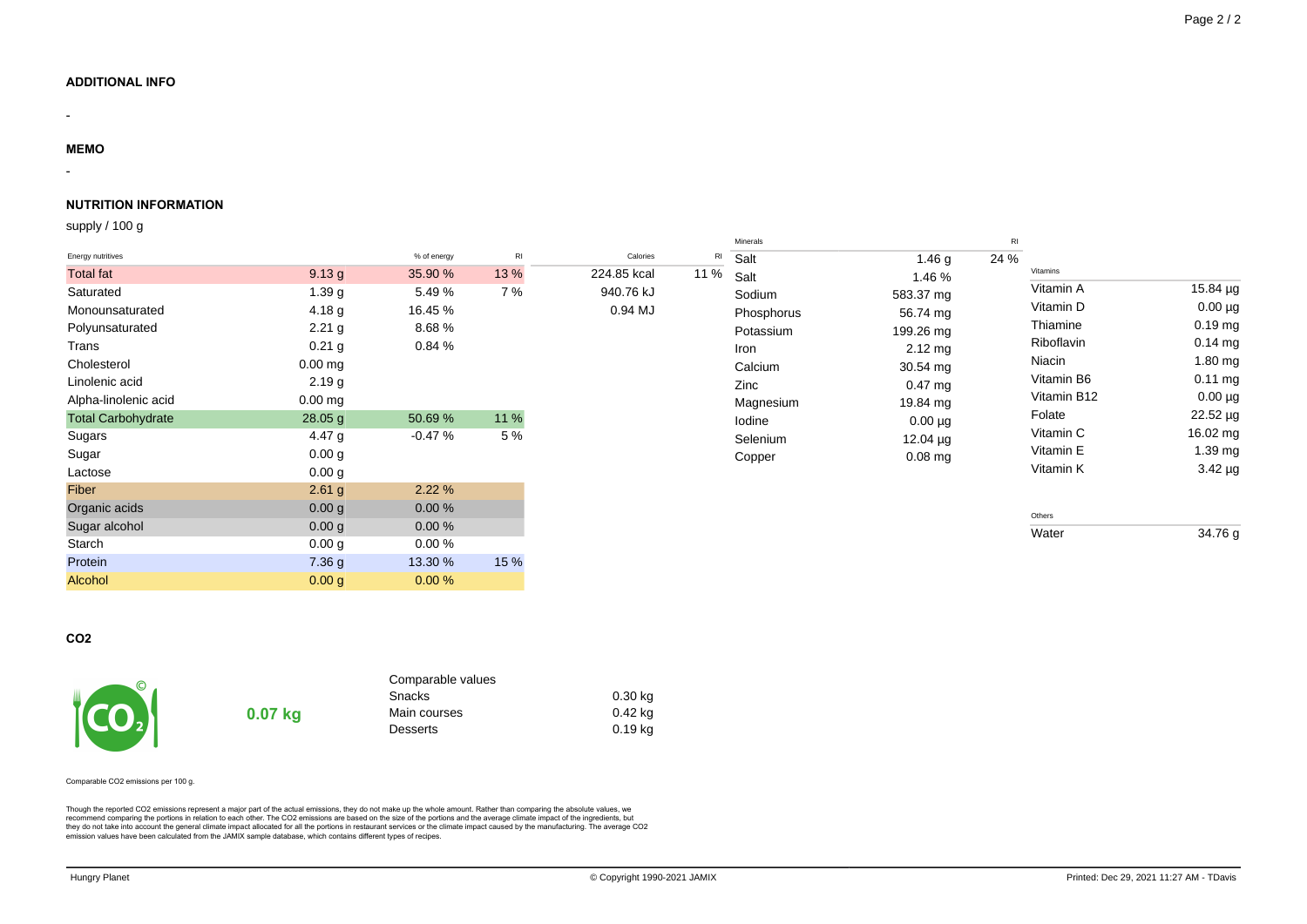### ADDITIONAL INFO

-

### MEMO

-

### NUTRITION INFORMATION

supply / 100 g

| Energy nutritives | | % of energy | RI |
|---|---|---|---|
| Total fat | 9.13 g | 35.90 % | 13 % |
| Saturated | 1.39 g | 5.49 % | 7 % |
| Monounsaturated | 4.18 g | 16.45 % | |
| Polyunsaturated | 2.21 g | 8.68 % | |
| Trans | 0.21 g | 0.84 % | |
| Cholesterol | 0.00 mg | | |
| Linolenic acid | 2.19 g | | |
| Alpha-linolenic acid | 0.00 mg | | |
| Total Carbohydrate | 28.05 g | 50.69 % | 11 % |
| Sugars | 4.47 g | -0.47 % | 5 % |
| Sugar | 0.00 g | | |
| Lactose | 0.00 g | | |
| Fiber | 2.61 g | 2.22 % | |
| Organic acids | 0.00 g | 0.00 % | |
| Sugar alcohol | 0.00 g | 0.00 % | |
| Starch | 0.00 g | 0.00 % | |
| Protein | 7.36 g | 13.30 % | 15 % |
| Alcohol | 0.00 g | 0.00 % | |

| Calories | RI |
|---|---|
| 224.85 kcal | 11 % |
| 940.76 kJ | |
| 0.94 MJ | |

| Minerals | | RI |
|---|---|---|
| Salt | 1.46 g | 24 % |
| Salt | 1.46 % | |
| Sodium | 583.37 mg | |
| Phosphorus | 56.74 mg | |
| Potassium | 199.26 mg | |
| Iron | 2.12 mg | |
| Calcium | 30.54 mg | |
| Zinc | 0.47 mg | |
| Magnesium | 19.84 mg | |
| Iodine | 0.00 µg | |
| Selenium | 12.04 µg | |
| Copper | 0.08 mg | |

| Vitamins | |
|---|---|
| Vitamin A | 15.84 µg |
| Vitamin D | 0.00 µg |
| Thiamine | 0.19 mg |
| Riboflavin | 0.14 mg |
| Niacin | 1.80 mg |
| Vitamin B6 | 0.11 mg |
| Vitamin B12 | 0.00 µg |
| Folate | 22.52 µg |
| Vitamin C | 16.02 mg |
| Vitamin E | 1.39 mg |
| Vitamin K | 3.42 µg |

| Others | |
|---|---|
| Water | 34.76 g |

### CO2

**0.07 kg**

| Comparable values | |
|---|---|
| Snacks | 0.30 kg |
| Main courses | 0.42 kg |
| Desserts | 0.19 kg |

Comparable CO2 emissions per 100 g.

Though the reported CO2 emissions represent a major part of the actual emissions, they do not make up the whole amount. Rather than comparing the absolute values, we recommend comparing the portions in relation to each other. The CO2 emissions are based on the size of the portions and the average climate impact of the ingredients, but they do not take into account the general climate impact allocated for all the portions in restaurant services or the climate impact caused by the manufacturing. The average CO2 emission values have been calculated from the JAMIX sample database, which contains different types of recipes.